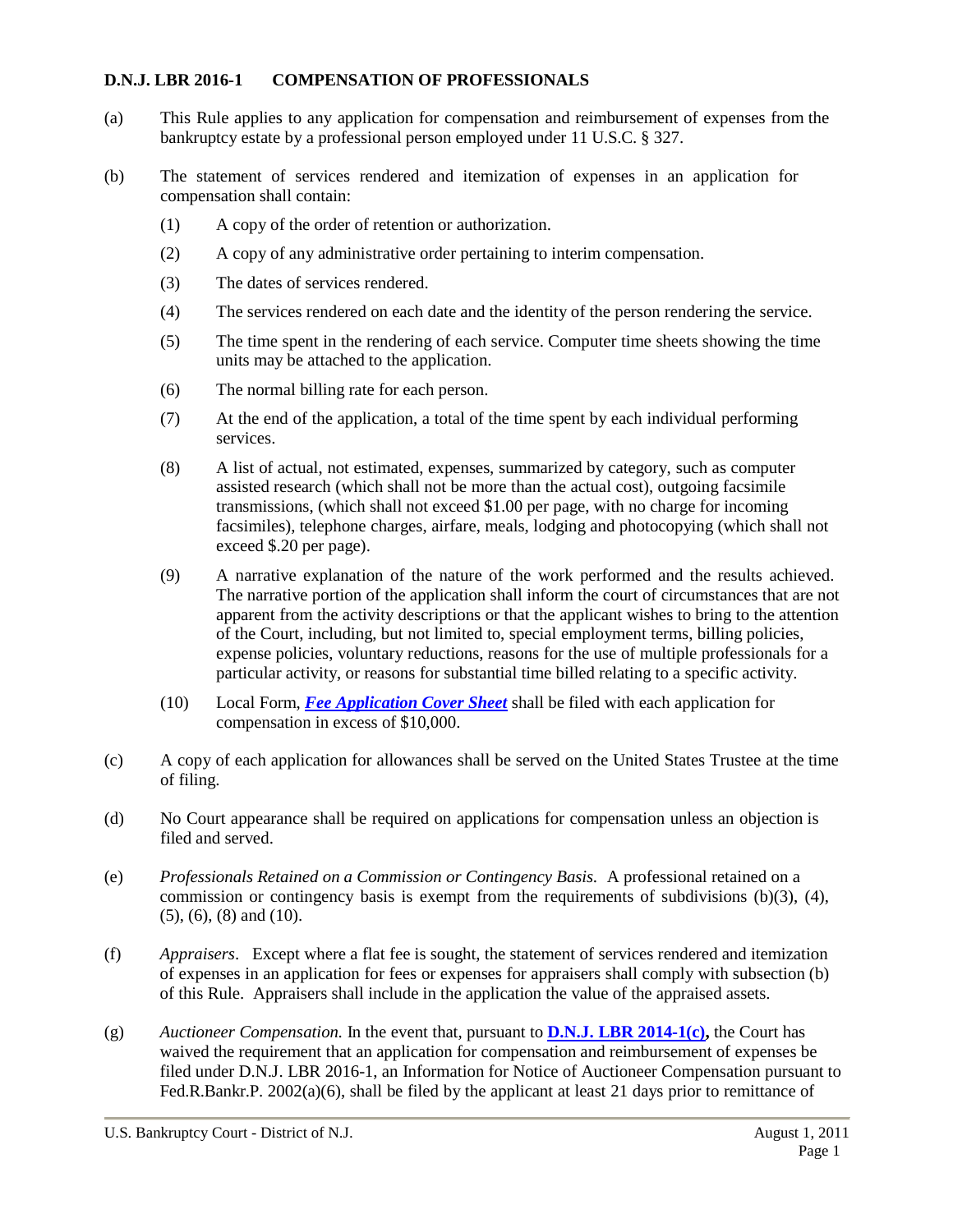## D.N.J. LBR 2016-1 COMPENSATION OF PROFESSIONALS

(a) This Rule applies to any application for compensation and reimbursement of expenses from the bankruptcy estate by a professional person employed under 11 U.S.C. § 327.

(b) The statement of services rendered and itemization of expenses in an application for compensation shall contain:

(1) A copy of the order of retention or authorization.

(2) A copy of any administrative order pertaining to interim compensation.

(3) The dates of services rendered.

(4) The services rendered on each date and the identity of the person rendering the service.

(5) The time spent in the rendering of each service. Computer time sheets showing the time units may be attached to the application.

(6) The normal billing rate for each person.

(7) At the end of the application, a total of the time spent by each individual performing services.

(8) A list of actual, not estimated, expenses, summarized by category, such as computer assisted research (which shall not be more than the actual cost), outgoing facsimile transmissions, (which shall not exceed $1.00 per page, with no charge for incoming facsimiles), telephone charges, airfare, meals, lodging and photocopying (which shall not exceed $.20 per page).

(9) A narrative explanation of the nature of the work performed and the results achieved. The narrative portion of the application shall inform the court of circumstances that are not apparent from the activity descriptions or that the applicant wishes to bring to the attention of the Court, including, but not limited to, special employment terms, billing policies, expense policies, voluntary reductions, reasons for the use of multiple professionals for a particular activity, or reasons for substantial time billed relating to a specific activity.

(10) Local Form, ***Fee Application Cover Sheet*** shall be filed with each application for compensation in excess of $10,000.

(c) A copy of each application for allowances shall be served on the United States Trustee at the time of filing.

(d) No Court appearance shall be required on applications for compensation unless an objection is filed and served.

(e) *Professionals Retained on a Commission or Contingency Basis.* A professional retained on a commission or contingency basis is exempt from the requirements of subdivisions (b)(3), (4), (5), (6), (8) and (10).

(f) *Appraisers*. Except where a flat fee is sought, the statement of services rendered and itemization of expenses in an application for fees or expenses for appraisers shall comply with subsection (b) of this Rule. Appraisers shall include in the application the value of the appraised assets.

(g) *Auctioneer Compensation.* In the event that, pursuant to **D.N.J. LBR 2014-1(c),** the Court has waived the requirement that an application for compensation and reimbursement of expenses be filed under D.N.J. LBR 2016-1, an Information for Notice of Auctioneer Compensation pursuant to Fed.R.Bankr.P. 2002(a)(6), shall be filed by the applicant at least 21 days prior to remittance of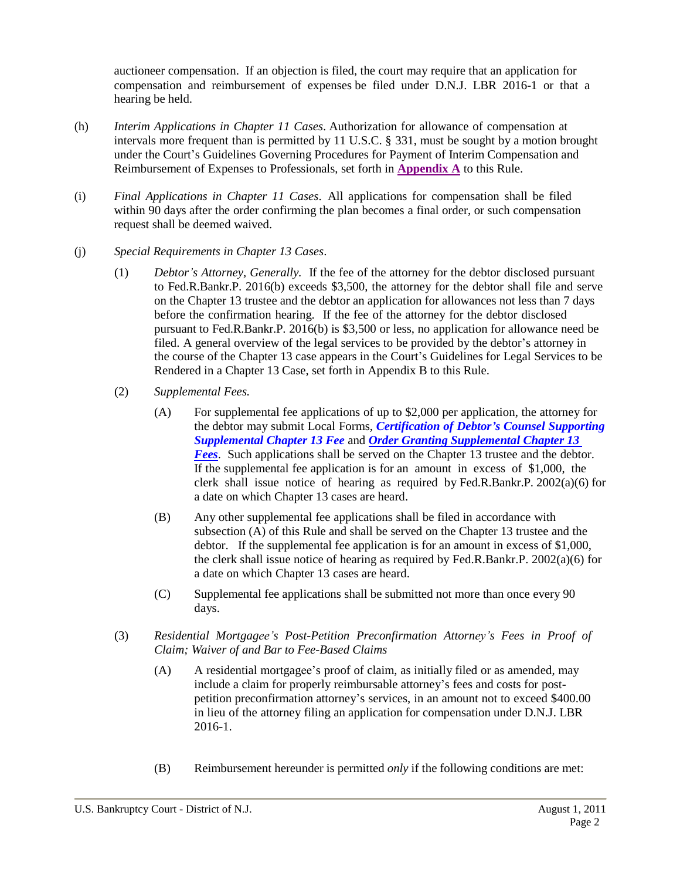auctioneer compensation. If an objection is filed, the court may require that an application for compensation and reimbursement of expenses be filed under D.N.J. LBR 2016-1 or that a hearing be held.

(h) *Interim Applications in Chapter 11 Cases*. Authorization for allowance of compensation at intervals more frequent than is permitted by 11 U.S.C. § 331, must be sought by a motion brought under the Court's Guidelines Governing Procedures for Payment of Interim Compensation and Reimbursement of Expenses to Professionals, set forth in **Appendix A** to this Rule.

(i) *Final Applications in Chapter 11 Cases*. All applications for compensation shall be filed within 90 days after the order confirming the plan becomes a final order, or such compensation request shall be deemed waived.

(j) *Special Requirements in Chapter 13 Cases*.

(1) *Debtor's Attorney, Generally.* If the fee of the attorney for the debtor disclosed pursuant to Fed.R.Bankr.P. 2016(b) exceeds $3,500, the attorney for the debtor shall file and serve on the Chapter 13 trustee and the debtor an application for allowances not less than 7 days before the confirmation hearing. If the fee of the attorney for the debtor disclosed pursuant to Fed.R.Bankr.P. 2016(b) is $3,500 or less, no application for allowance need be filed. A general overview of the legal services to be provided by the debtor's attorney in the course of the Chapter 13 case appears in the Court's Guidelines for Legal Services to be Rendered in a Chapter 13 Case, set forth in Appendix B to this Rule.

(2) *Supplemental Fees.*

(A) For supplemental fee applications of up to $2,000 per application, the attorney for the debtor may submit Local Forms, ***Certification of Debtor's Counsel Supporting Supplemental Chapter 13 Fee*** and ***Order Granting Supplemental Chapter 13 Fees***. Such applications shall be served on the Chapter 13 trustee and the debtor. If the supplemental fee application is for an amount in excess of $1,000, the clerk shall issue notice of hearing as required by Fed.R.Bankr.P. 2002(a)(6) for a date on which Chapter 13 cases are heard.

(B) Any other supplemental fee applications shall be filed in accordance with subsection (A) of this Rule and shall be served on the Chapter 13 trustee and the debtor. If the supplemental fee application is for an amount in excess of $1,000, the clerk shall issue notice of hearing as required by Fed.R.Bankr.P. 2002(a)(6) for a date on which Chapter 13 cases are heard.

(C) Supplemental fee applications shall be submitted not more than once every 90 days.

(3) *Residential Mortgagee's Post-Petition Preconfirmation Attorney's Fees in Proof of Claim; Waiver of and Bar to Fee-Based Claims*

(A) A residential mortgagee's proof of claim, as initially filed or as amended, may include a claim for properly reimbursable attorney's fees and costs for post-petition preconfirmation attorney's services, in an amount not to exceed $400.00 in lieu of the attorney filing an application for compensation under D.N.J. LBR 2016-1.

(B) Reimbursement hereunder is permitted *only* if the following conditions are met: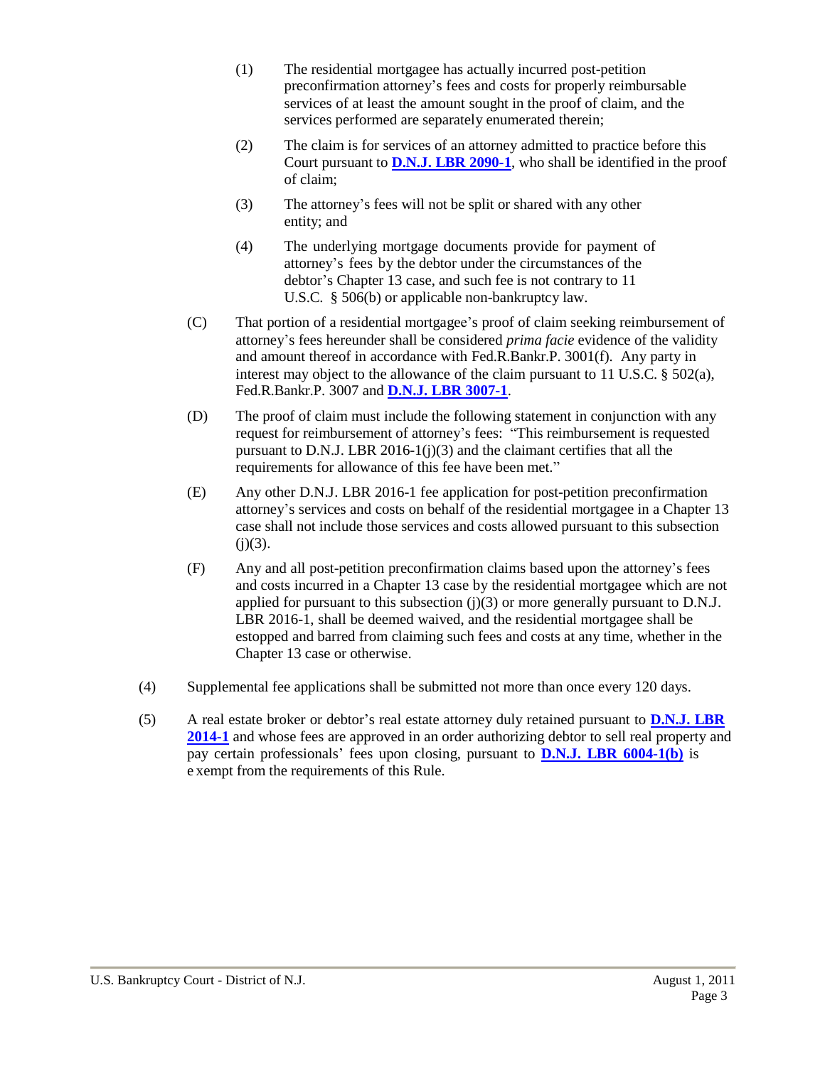(1) The residential mortgagee has actually incurred post-petition preconfirmation attorney's fees and costs for properly reimbursable services of at least the amount sought in the proof of claim, and the services performed are separately enumerated therein;

(2) The claim is for services of an attorney admitted to practice before this Court pursuant to **D.N.J. LBR 2090-1**, who shall be identified in the proof of claim;

(3) The attorney's fees will not be split or shared with any other entity; and

(4) The underlying mortgage documents provide for payment of attorney's fees by the debtor under the circumstances of the debtor's Chapter 13 case, and such fee is not contrary to 11 U.S.C. § 506(b) or applicable non-bankruptcy law.

(C) That portion of a residential mortgagee's proof of claim seeking reimbursement of attorney's fees hereunder shall be considered *prima facie* evidence of the validity and amount thereof in accordance with Fed.R.Bankr.P. 3001(f). Any party in interest may object to the allowance of the claim pursuant to 11 U.S.C. § 502(a), Fed.R.Bankr.P. 3007 and **D.N.J. LBR 3007-1**.

(D) The proof of claim must include the following statement in conjunction with any request for reimbursement of attorney's fees: "This reimbursement is requested pursuant to D.N.J. LBR 2016-1(j)(3) and the claimant certifies that all the requirements for allowance of this fee have been met."

(E) Any other D.N.J. LBR 2016-1 fee application for post-petition preconfirmation attorney's services and costs on behalf of the residential mortgagee in a Chapter 13 case shall not include those services and costs allowed pursuant to this subsection (j)(3).

(F) Any and all post-petition preconfirmation claims based upon the attorney's fees and costs incurred in a Chapter 13 case by the residential mortgagee which are not applied for pursuant to this subsection (j)(3) or more generally pursuant to D.N.J. LBR 2016-1, shall be deemed waived, and the residential mortgagee shall be estopped and barred from claiming such fees and costs at any time, whether in the Chapter 13 case or otherwise.

(4) Supplemental fee applications shall be submitted not more than once every 120 days.

(5) A real estate broker or debtor's real estate attorney duly retained pursuant to **D.N.J. LBR 2014-1** and whose fees are approved in an order authorizing debtor to sell real property and pay certain professionals' fees upon closing, pursuant to **D.N.J. LBR 6004-1(b)** is exempt from the requirements of this Rule.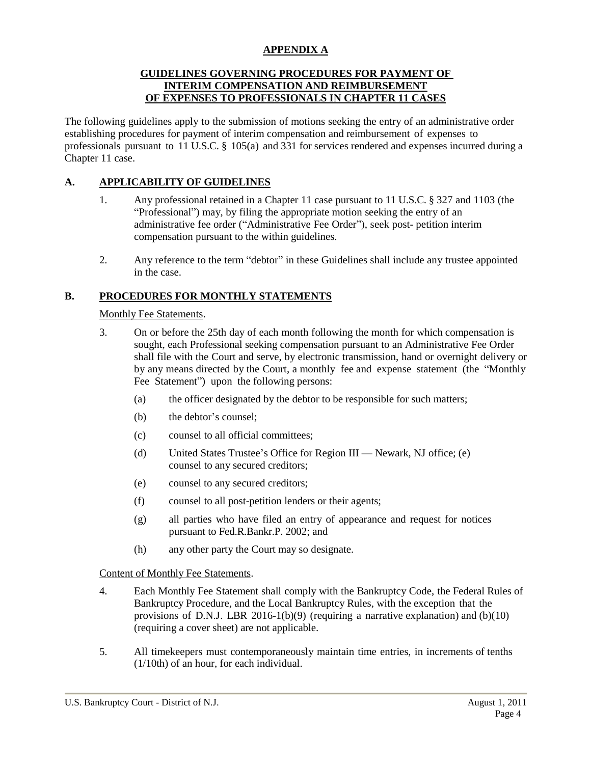**APPENDIX A**

**GUIDELINES GOVERNING PROCEDURES FOR PAYMENT OF INTERIM COMPENSATION AND REIMBURSEMENT OF EXPENSES TO PROFESSIONALS IN CHAPTER 11 CASES**

The following guidelines apply to the submission of motions seeking the entry of an administrative order establishing procedures for payment of interim compensation and reimbursement of expenses to professionals pursuant to 11 U.S.C. § 105(a) and 331 for services rendered and expenses incurred during a Chapter 11 case.

## A. APPLICABILITY OF GUIDELINES

1. Any professional retained in a Chapter 11 case pursuant to 11 U.S.C. § 327 and 1103 (the "Professional") may, by filing the appropriate motion seeking the entry of an administrative fee order ("Administrative Fee Order"), seek post- petition interim compensation pursuant to the within guidelines.

2. Any reference to the term "debtor" in these Guidelines shall include any trustee appointed in the case.

## B. PROCEDURES FOR MONTHLY STATEMENTS

Monthly Fee Statements.

3. On or before the 25th day of each month following the month for which compensation is sought, each Professional seeking compensation pursuant to an Administrative Fee Order shall file with the Court and serve, by electronic transmission, hand or overnight delivery or by any means directed by the Court, a monthly fee and expense statement (the "Monthly Fee Statement") upon the following persons:
   - (a) the officer designated by the debtor to be responsible for such matters;
   - (b) the debtor's counsel;
   - (c) counsel to all official committees;
   - (d) United States Trustee's Office for Region III — Newark, NJ office; (e) counsel to any secured creditors;
   - (e) counsel to any secured creditors;
   - (f) counsel to all post-petition lenders or their agents;
   - (g) all parties who have filed an entry of appearance and request for notices pursuant to Fed.R.Bankr.P. 2002; and
   - (h) any other party the Court may so designate.

Content of Monthly Fee Statements.

4. Each Monthly Fee Statement shall comply with the Bankruptcy Code, the Federal Rules of Bankruptcy Procedure, and the Local Bankruptcy Rules, with the exception that the provisions of D.N.J. LBR 2016-1(b)(9) (requiring a narrative explanation) and (b)(10) (requiring a cover sheet) are not applicable.

5. All timekeepers must contemporaneously maintain time entries, in increments of tenths (1/10th) of an hour, for each individual.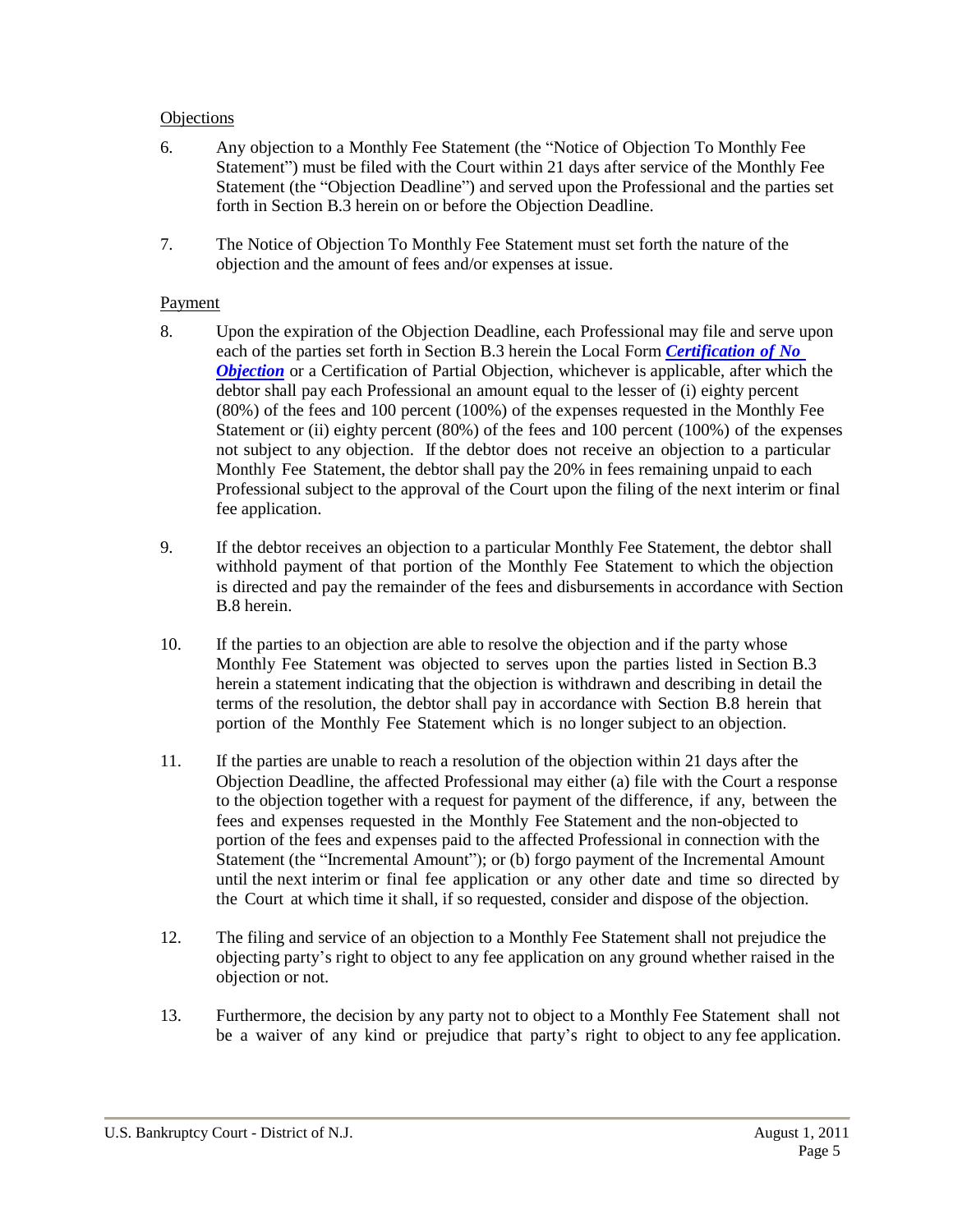Objections

6. Any objection to a Monthly Fee Statement (the "Notice of Objection To Monthly Fee Statement") must be filed with the Court within 21 days after service of the Monthly Fee Statement (the "Objection Deadline") and served upon the Professional and the parties set forth in Section B.3 herein on or before the Objection Deadline.

7. The Notice of Objection To Monthly Fee Statement must set forth the nature of the objection and the amount of fees and/or expenses at issue.

Payment

8. Upon the expiration of the Objection Deadline, each Professional may file and serve upon each of the parties set forth in Section B.3 herein the Local Form ***Certification of No Objection*** or a Certification of Partial Objection, whichever is applicable, after which the debtor shall pay each Professional an amount equal to the lesser of (i) eighty percent (80%) of the fees and 100 percent (100%) of the expenses requested in the Monthly Fee Statement or (ii) eighty percent (80%) of the fees and 100 percent (100%) of the expenses not subject to any objection. If the debtor does not receive an objection to a particular Monthly Fee Statement, the debtor shall pay the 20% in fees remaining unpaid to each Professional subject to the approval of the Court upon the filing of the next interim or final fee application.

9. If the debtor receives an objection to a particular Monthly Fee Statement, the debtor shall withhold payment of that portion of the Monthly Fee Statement to which the objection is directed and pay the remainder of the fees and disbursements in accordance with Section B.8 herein.

10. If the parties to an objection are able to resolve the objection and if the party whose Monthly Fee Statement was objected to serves upon the parties listed in Section B.3 herein a statement indicating that the objection is withdrawn and describing in detail the terms of the resolution, the debtor shall pay in accordance with Section B.8 herein that portion of the Monthly Fee Statement which is no longer subject to an objection.

11. If the parties are unable to reach a resolution of the objection within 21 days after the Objection Deadline, the affected Professional may either (a) file with the Court a response to the objection together with a request for payment of the difference, if any, between the fees and expenses requested in the Monthly Fee Statement and the non-objected to portion of the fees and expenses paid to the affected Professional in connection with the Statement (the "Incremental Amount"); or (b) forgo payment of the Incremental Amount until the next interim or final fee application or any other date and time so directed by the Court at which time it shall, if so requested, consider and dispose of the objection.

12. The filing and service of an objection to a Monthly Fee Statement shall not prejudice the objecting party's right to object to any fee application on any ground whether raised in the objection or not.

13. Furthermore, the decision by any party not to object to a Monthly Fee Statement shall not be a waiver of any kind or prejudice that party's right to object to any fee application.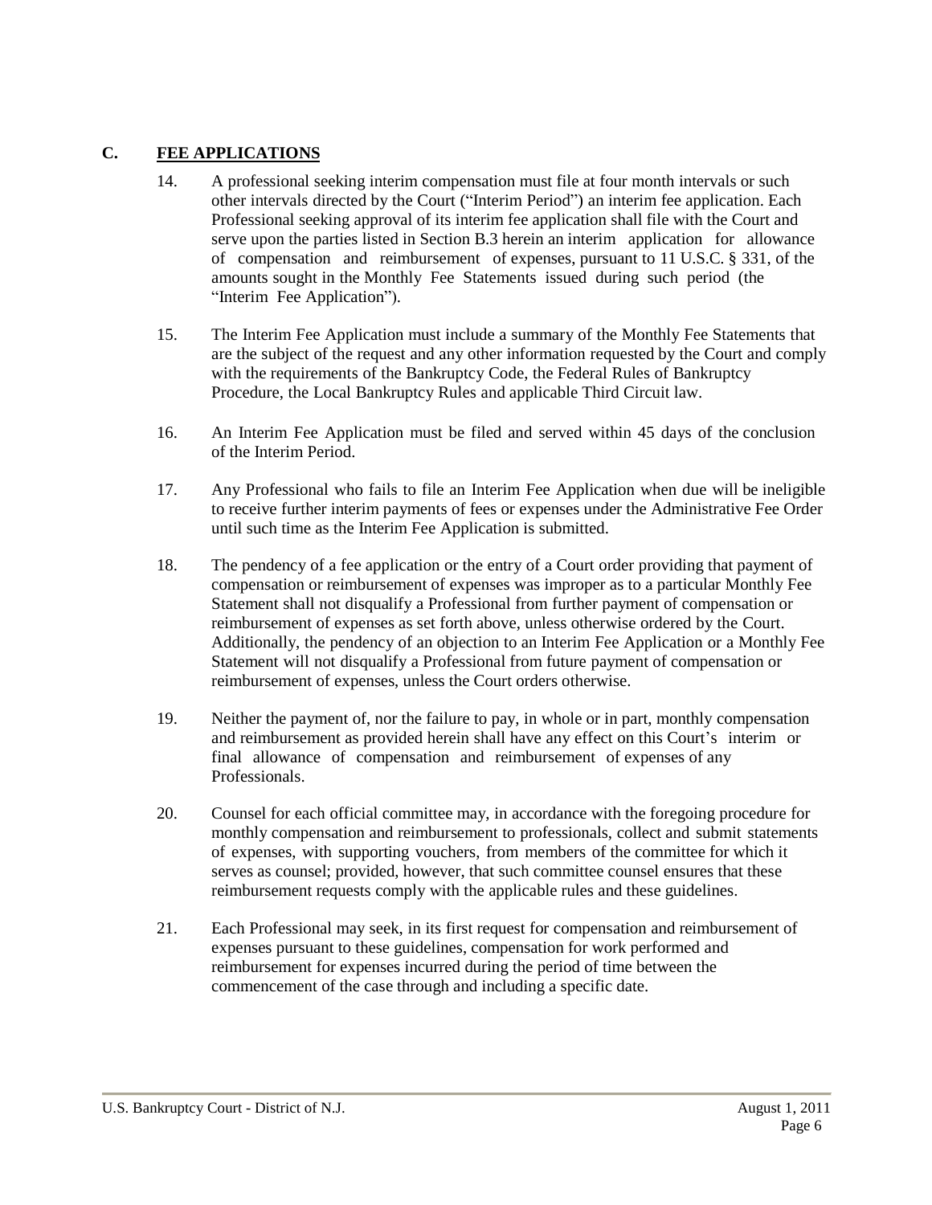## C. FEE APPLICATIONS

14. A professional seeking interim compensation must file at four month intervals or such other intervals directed by the Court ("Interim Period") an interim fee application. Each Professional seeking approval of its interim fee application shall file with the Court and serve upon the parties listed in Section B.3 herein an interim application for allowance of compensation and reimbursement of expenses, pursuant to 11 U.S.C. § 331, of the amounts sought in the Monthly Fee Statements issued during such period (the "Interim Fee Application").

15. The Interim Fee Application must include a summary of the Monthly Fee Statements that are the subject of the request and any other information requested by the Court and comply with the requirements of the Bankruptcy Code, the Federal Rules of Bankruptcy Procedure, the Local Bankruptcy Rules and applicable Third Circuit law.

16. An Interim Fee Application must be filed and served within 45 days of the conclusion of the Interim Period.

17. Any Professional who fails to file an Interim Fee Application when due will be ineligible to receive further interim payments of fees or expenses under the Administrative Fee Order until such time as the Interim Fee Application is submitted.

18. The pendency of a fee application or the entry of a Court order providing that payment of compensation or reimbursement of expenses was improper as to a particular Monthly Fee Statement shall not disqualify a Professional from further payment of compensation or reimbursement of expenses as set forth above, unless otherwise ordered by the Court. Additionally, the pendency of an objection to an Interim Fee Application or a Monthly Fee Statement will not disqualify a Professional from future payment of compensation or reimbursement of expenses, unless the Court orders otherwise.

19. Neither the payment of, nor the failure to pay, in whole or in part, monthly compensation and reimbursement as provided herein shall have any effect on this Court's interim or final allowance of compensation and reimbursement of expenses of any Professionals.

20. Counsel for each official committee may, in accordance with the foregoing procedure for monthly compensation and reimbursement to professionals, collect and submit statements of expenses, with supporting vouchers, from members of the committee for which it serves as counsel; provided, however, that such committee counsel ensures that these reimbursement requests comply with the applicable rules and these guidelines.

21. Each Professional may seek, in its first request for compensation and reimbursement of expenses pursuant to these guidelines, compensation for work performed and reimbursement for expenses incurred during the period of time between the commencement of the case through and including a specific date.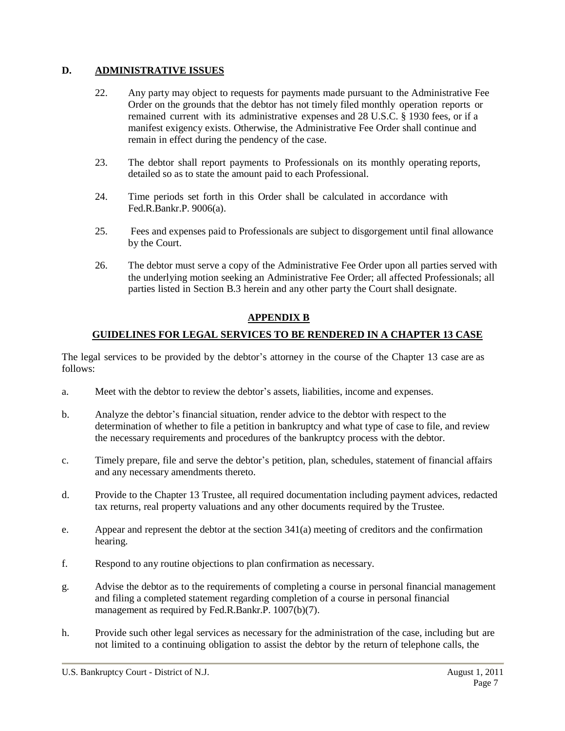## D. ADMINISTRATIVE ISSUES

22. Any party may object to requests for payments made pursuant to the Administrative Fee Order on the grounds that the debtor has not timely filed monthly operation reports or remained current with its administrative expenses and 28 U.S.C. § 1930 fees, or if a manifest exigency exists. Otherwise, the Administrative Fee Order shall continue and remain in effect during the pendency of the case.

23. The debtor shall report payments to Professionals on its monthly operating reports, detailed so as to state the amount paid to each Professional.

24. Time periods set forth in this Order shall be calculated in accordance with Fed.R.Bankr.P. 9006(a).

25. Fees and expenses paid to Professionals are subject to disgorgement until final allowance by the Court.

26. The debtor must serve a copy of the Administrative Fee Order upon all parties served with the underlying motion seeking an Administrative Fee Order; all affected Professionals; all parties listed in Section B.3 herein and any other party the Court shall designate.

# APPENDIX B

## GUIDELINES FOR LEGAL SERVICES TO BE RENDERED IN A CHAPTER 13 CASE

The legal services to be provided by the debtor's attorney in the course of the Chapter 13 case are as follows:

a. Meet with the debtor to review the debtor's assets, liabilities, income and expenses.

b. Analyze the debtor's financial situation, render advice to the debtor with respect to the determination of whether to file a petition in bankruptcy and what type of case to file, and review the necessary requirements and procedures of the bankruptcy process with the debtor.

c. Timely prepare, file and serve the debtor's petition, plan, schedules, statement of financial affairs and any necessary amendments thereto.

d. Provide to the Chapter 13 Trustee, all required documentation including payment advices, redacted tax returns, real property valuations and any other documents required by the Trustee.

e. Appear and represent the debtor at the section 341(a) meeting of creditors and the confirmation hearing.

f. Respond to any routine objections to plan confirmation as necessary.

g. Advise the debtor as to the requirements of completing a course in personal financial management and filing a completed statement regarding completion of a course in personal financial management as required by Fed.R.Bankr.P. 1007(b)(7).

h. Provide such other legal services as necessary for the administration of the case, including but are not limited to a continuing obligation to assist the debtor by the return of telephone calls, the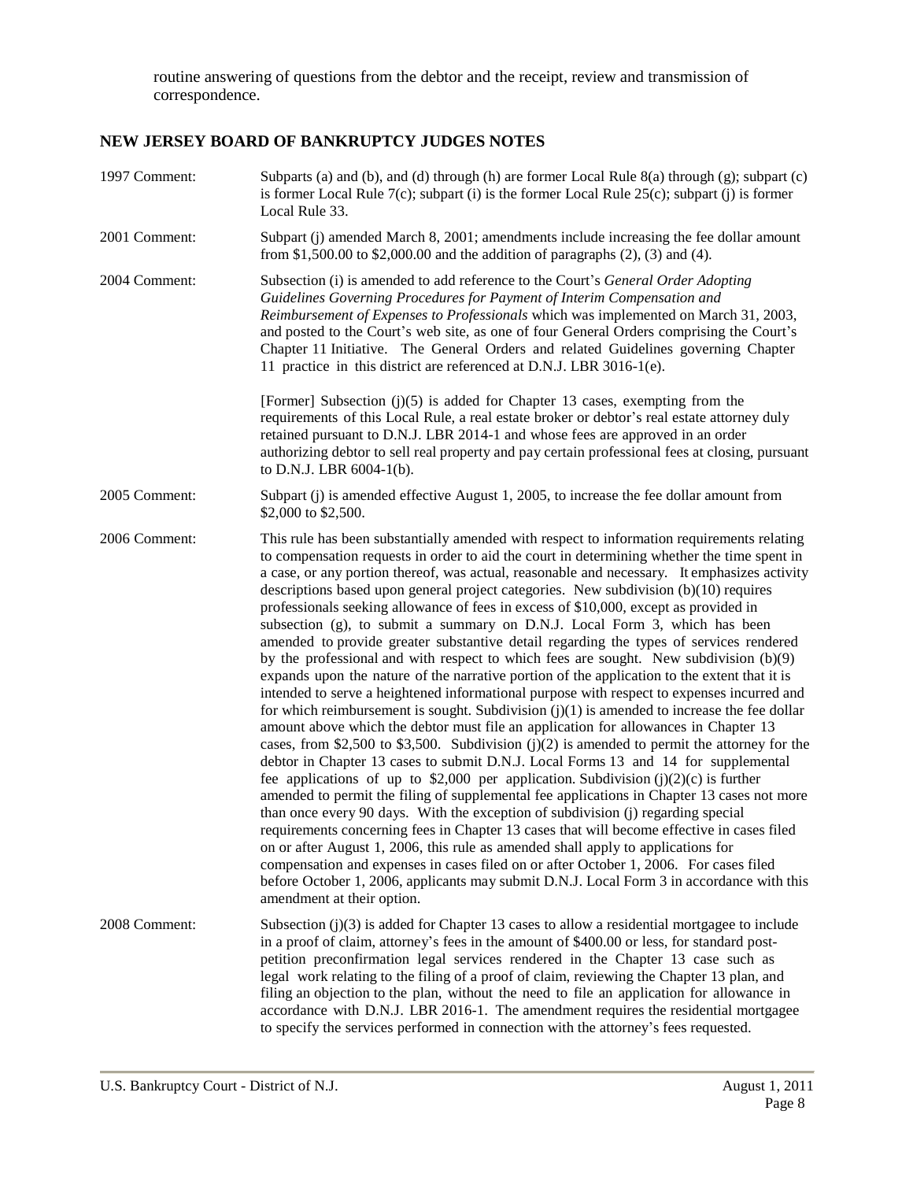routine answering of questions from the debtor and the receipt, review and transmission of correspondence.

## NEW JERSEY BOARD OF BANKRUPTCY JUDGES NOTES

1997 Comment: Subparts (a) and (b), and (d) through (h) are former Local Rule 8(a) through (g); subpart (c) is former Local Rule 7(c); subpart (i) is the former Local Rule 25(c); subpart (j) is former Local Rule 33.

2001 Comment: Subpart (j) amended March 8, 2001; amendments include increasing the fee dollar amount from $1,500.00 to $2,000.00 and the addition of paragraphs (2), (3) and (4).

2004 Comment: Subsection (i) is amended to add reference to the Court's *General Order Adopting Guidelines Governing Procedures for Payment of Interim Compensation and Reimbursement of Expenses to Professionals* which was implemented on March 31, 2003, and posted to the Court's web site, as one of four General Orders comprising the Court's Chapter 11 Initiative. The General Orders and related Guidelines governing Chapter 11 practice in this district are referenced at D.N.J. LBR 3016-1(e).

[Former] Subsection (j)(5) is added for Chapter 13 cases, exempting from the requirements of this Local Rule, a real estate broker or debtor's real estate attorney duly retained pursuant to D.N.J. LBR 2014-1 and whose fees are approved in an order authorizing debtor to sell real property and pay certain professional fees at closing, pursuant to D.N.J. LBR 6004-1(b).

2005 Comment: Subpart (j) is amended effective August 1, 2005, to increase the fee dollar amount from $2,000 to $2,500.

2006 Comment: This rule has been substantially amended with respect to information requirements relating to compensation requests in order to aid the court in determining whether the time spent in a case, or any portion thereof, was actual, reasonable and necessary. It emphasizes activity descriptions based upon general project categories. New subdivision (b)(10) requires professionals seeking allowance of fees in excess of $10,000, except as provided in subsection (g), to submit a summary on D.N.J. Local Form 3, which has been amended to provide greater substantive detail regarding the types of services rendered by the professional and with respect to which fees are sought. New subdivision (b)(9) expands upon the nature of the narrative portion of the application to the extent that it is intended to serve a heightened informational purpose with respect to expenses incurred and for which reimbursement is sought. Subdivision (j)(1) is amended to increase the fee dollar amount above which the debtor must file an application for allowances in Chapter 13 cases, from $2,500 to $3,500. Subdivision (j)(2) is amended to permit the attorney for the debtor in Chapter 13 cases to submit D.N.J. Local Forms 13 and 14 for supplemental fee applications of up to $2,000 per application. Subdivision (j)(2)(c) is further amended to permit the filing of supplemental fee applications in Chapter 13 cases not more than once every 90 days. With the exception of subdivision (j) regarding special requirements concerning fees in Chapter 13 cases that will become effective in cases filed on or after August 1, 2006, this rule as amended shall apply to applications for compensation and expenses in cases filed on or after October 1, 2006. For cases filed before October 1, 2006, applicants may submit D.N.J. Local Form 3 in accordance with this amendment at their option.

2008 Comment: Subsection (j)(3) is added for Chapter 13 cases to allow a residential mortgagee to include in a proof of claim, attorney's fees in the amount of $400.00 or less, for standard post-petition preconfirmation legal services rendered in the Chapter 13 case such as legal work relating to the filing of a proof of claim, reviewing the Chapter 13 plan, and filing an objection to the plan, without the need to file an application for allowance in accordance with D.N.J. LBR 2016-1. The amendment requires the residential mortgagee to specify the services performed in connection with the attorney's fees requested.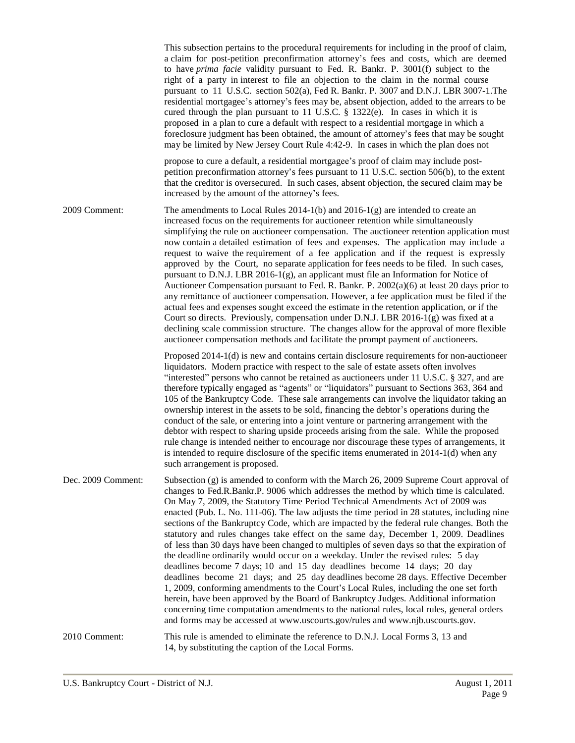This subsection pertains to the procedural requirements for including in the proof of claim, a claim for post-petition preconfirmation attorney's fees and costs, which are deemed to have *prima facie* validity pursuant to Fed. R. Bankr. P. 3001(f) subject to the right of a party in interest to file an objection to the claim in the normal course pursuant to 11 U.S.C. section 502(a), Fed R. Bankr. P. 3007 and D.N.J. LBR 3007-1.The residential mortgagee's attorney's fees may be, absent objection, added to the arrears to be cured through the plan pursuant to 11 U.S.C. § 1322(e). In cases in which it is proposed in a plan to cure a default with respect to a residential mortgage in which a foreclosure judgment has been obtained, the amount of attorney's fees that may be sought may be limited by New Jersey Court Rule 4:42-9. In cases in which the plan does not propose to cure a default, a residential mortgagee's proof of claim may include post-petition preconfirmation attorney's fees pursuant to 11 U.S.C. section 506(b), to the extent that the creditor is oversecured. In such cases, absent objection, the secured claim may be increased by the amount of the attorney's fees.

2009 Comment: The amendments to Local Rules 2014-1(b) and 2016-1(g) are intended to create an increased focus on the requirements for auctioneer retention while simultaneously simplifying the rule on auctioneer compensation. The auctioneer retention application must now contain a detailed estimation of fees and expenses. The application may include a request to waive the requirement of a fee application and if the request is expressly approved by the Court, no separate application for fees needs to be filed. In such cases, pursuant to D.N.J. LBR 2016-1(g), an applicant must file an Information for Notice of Auctioneer Compensation pursuant to Fed. R. Bankr. P. 2002(a)(6) at least 20 days prior to any remittance of auctioneer compensation. However, a fee application must be filed if the actual fees and expenses sought exceed the estimate in the retention application, or if the Court so directs. Previously, compensation under D.N.J. LBR 2016-1(g) was fixed at a declining scale commission structure. The changes allow for the approval of more flexible auctioneer compensation methods and facilitate the prompt payment of auctioneers.

Proposed 2014-1(d) is new and contains certain disclosure requirements for non-auctioneer liquidators. Modern practice with respect to the sale of estate assets often involves "interested" persons who cannot be retained as auctioneers under 11 U.S.C. § 327, and are therefore typically engaged as "agents" or "liquidators" pursuant to Sections 363, 364 and 105 of the Bankruptcy Code. These sale arrangements can involve the liquidator taking an ownership interest in the assets to be sold, financing the debtor's operations during the conduct of the sale, or entering into a joint venture or partnering arrangement with the debtor with respect to sharing upside proceeds arising from the sale. While the proposed rule change is intended neither to encourage nor discourage these types of arrangements, it is intended to require disclosure of the specific items enumerated in 2014-1(d) when any such arrangement is proposed.

Dec. 2009 Comment: Subsection (g) is amended to conform with the March 26, 2009 Supreme Court approval of changes to Fed.R.Bankr.P. 9006 which addresses the method by which time is calculated. On May 7, 2009, the Statutory Time Period Technical Amendments Act of 2009 was enacted (Pub. L. No. 111-06). The law adjusts the time period in 28 statutes, including nine sections of the Bankruptcy Code, which are impacted by the federal rule changes. Both the statutory and rules changes take effect on the same day, December 1, 2009. Deadlines of less than 30 days have been changed to multiples of seven days so that the expiration of the deadline ordinarily would occur on a weekday. Under the revised rules: 5 day deadlines become 7 days; 10 and 15 day deadlines become 14 days; 20 day deadlines become 21 days; and 25 day deadlines become 28 days. Effective December 1, 2009, conforming amendments to the Court's Local Rules, including the one set forth herein, have been approved by the Board of Bankruptcy Judges. Additional information concerning time computation amendments to the national rules, local rules, general orders and forms may be accessed at www.uscourts.gov/rules and www.njb.uscourts.gov.

2010 Comment: This rule is amended to eliminate the reference to D.N.J. Local Forms 3, 13 and 14, by substituting the caption of the Local Forms.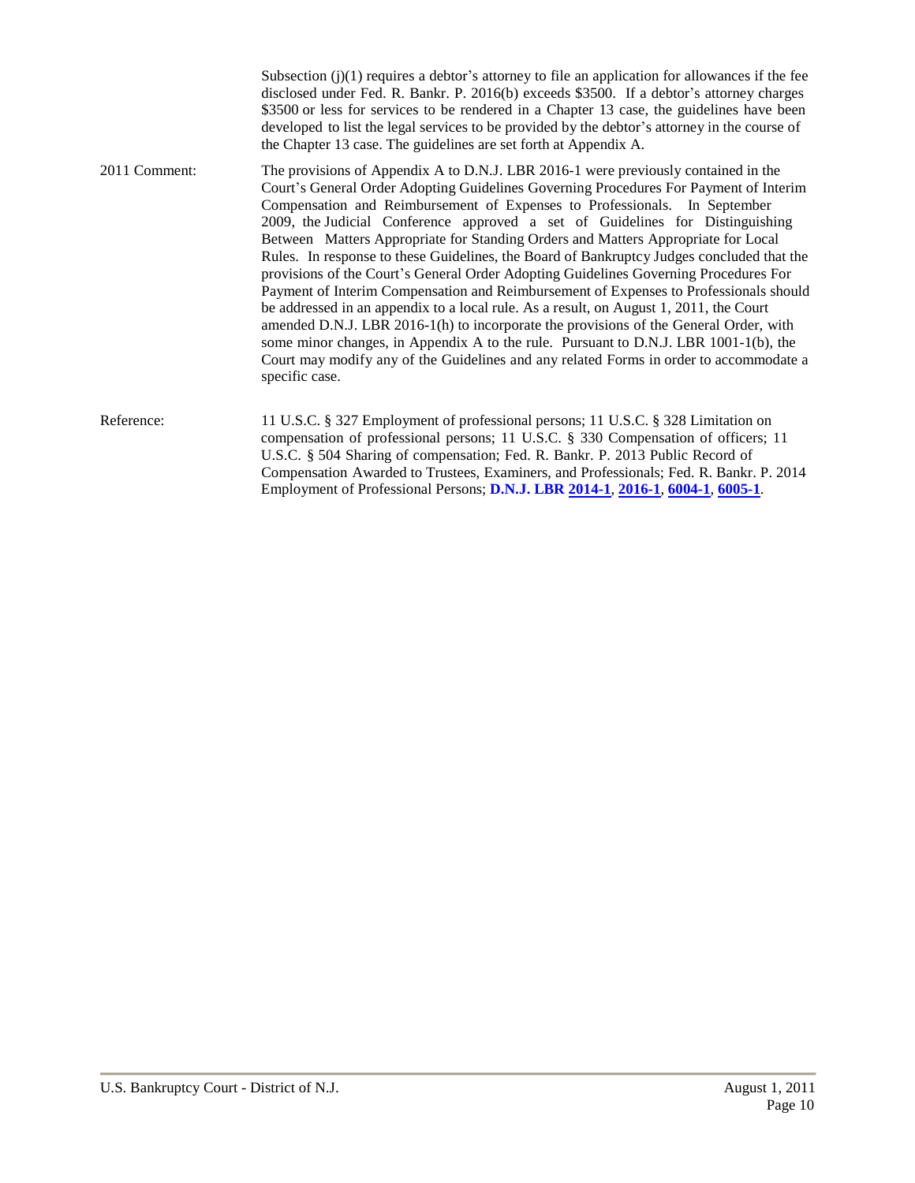Subsection (j)(1) requires a debtor's attorney to file an application for allowances if the fee disclosed under Fed. R. Bankr. P. 2016(b) exceeds $3500. If a debtor's attorney charges $3500 or less for services to be rendered in a Chapter 13 case, the guidelines have been developed to list the legal services to be provided by the debtor's attorney in the course of the Chapter 13 case. The guidelines are set forth at Appendix A.

2011 Comment: The provisions of Appendix A to D.N.J. LBR 2016-1 were previously contained in the Court's General Order Adopting Guidelines Governing Procedures For Payment of Interim Compensation and Reimbursement of Expenses to Professionals. In September 2009, the Judicial Conference approved a set of Guidelines for Distinguishing Between Matters Appropriate for Standing Orders and Matters Appropriate for Local Rules. In response to these Guidelines, the Board of Bankruptcy Judges concluded that the provisions of the Court's General Order Adopting Guidelines Governing Procedures For Payment of Interim Compensation and Reimbursement of Expenses to Professionals should be addressed in an appendix to a local rule. As a result, on August 1, 2011, the Court amended D.N.J. LBR 2016-1(h) to incorporate the provisions of the General Order, with some minor changes, in Appendix A to the rule. Pursuant to D.N.J. LBR 1001-1(b), the Court may modify any of the Guidelines and any related Forms in order to accommodate a specific case.

Reference: 11 U.S.C. § 327 Employment of professional persons; 11 U.S.C. § 328 Limitation on compensation of professional persons; 11 U.S.C. § 330 Compensation of officers; 11 U.S.C. § 504 Sharing of compensation; Fed. R. Bankr. P. 2013 Public Record of Compensation Awarded to Trustees, Examiners, and Professionals; Fed. R. Bankr. P. 2014 Employment of Professional Persons; **D.N.J. LBR 2014-1, 2016-1, 6004-1, 6005-1**.